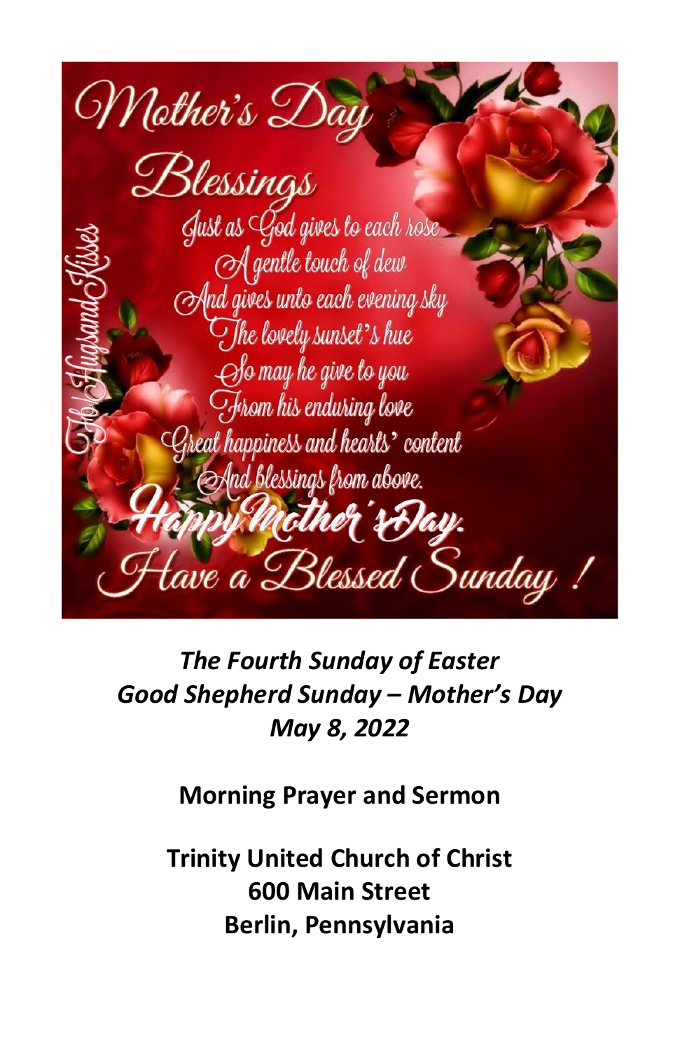Mother's Day Blessings

Just as God gives to each rose
A gentle touch of dew
And gives unto each evening sky
The lovely sunset's hue
So may he give to you
From his enduring love
Great happiness and hearts' content
And blessings from above.

Happy Mother's Day.
Have a Blessed Sunday !

*The Fourth Sunday of Easter*
*Good Shepherd Sunday – Mother's Day*
*May 8, 2022*

**Morning Prayer and Sermon**

**Trinity United Church of Christ**
**600 Main Street**
**Berlin, Pennsylvania**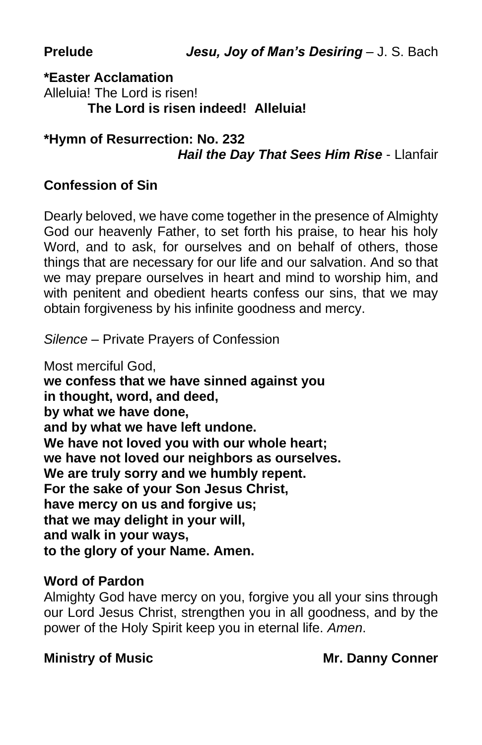**Prelude** ***Jesu, Joy of Man's Desiring*** – J. S. Bach

**\*Easter Acclamation**

Alleluia! The Lord is risen!

**The Lord is risen indeed! Alleluia!**

**\*Hymn of Resurrection: No. 232**

***Hail the Day That Sees Him Rise*** - Llanfair

**Confession of Sin**

Dearly beloved, we have come together in the presence of Almighty God our heavenly Father, to set forth his praise, to hear his holy Word, and to ask, for ourselves and on behalf of others, those things that are necessary for our life and our salvation. And so that we may prepare ourselves in heart and mind to worship him, and with penitent and obedient hearts confess our sins, that we may obtain forgiveness by his infinite goodness and mercy.

*Silence* – Private Prayers of Confession

Most merciful God,
**we confess that we have sinned against you**
**in thought, word, and deed,**
**by what we have done,**
**and by what we have left undone.**
**We have not loved you with our whole heart;**
**we have not loved our neighbors as ourselves.**
**We are truly sorry and we humbly repent.**
**For the sake of your Son Jesus Christ,**
**have mercy on us and forgive us;**
**that we may delight in your will,**
**and walk in your ways,**
**to the glory of your Name. Amen.**

**Word of Pardon**

Almighty God have mercy on you, forgive you all your sins through our Lord Jesus Christ, strengthen you in all goodness, and by the power of the Holy Spirit keep you in eternal life. *Amen*.

**Ministry of Music** **Mr. Danny Conner**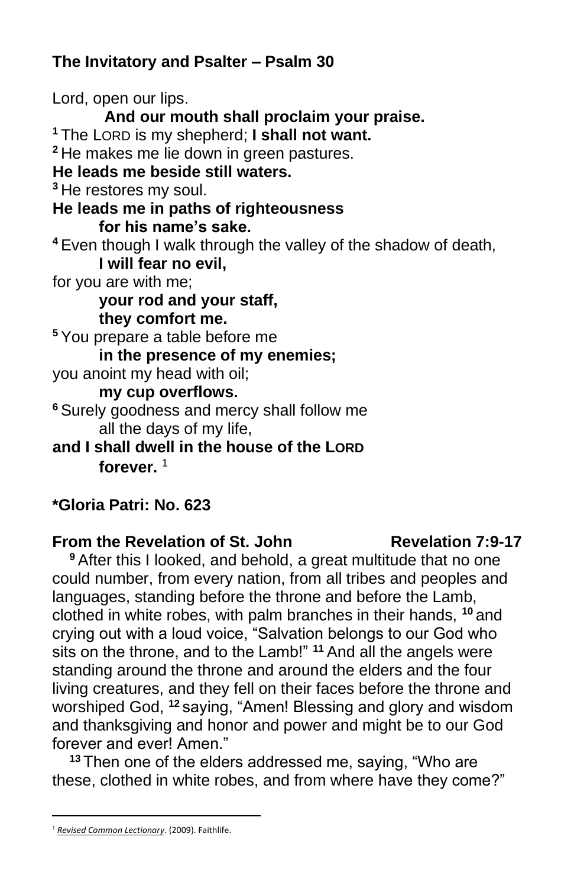**The Invitatory and Psalter – Psalm 30**

Lord, open our lips.

**And our mouth shall proclaim your praise.**

1 The LORD is my shepherd; **I shall not want.**

2 He makes me lie down in green pastures.

**He leads me beside still waters.**

3 He restores my soul.

**He leads me in paths of righteousness**
**for his name's sake.**

4 Even though I walk through the valley of the shadow of death,
**I will fear no evil,**

for you are with me;
**your rod and your staff,**
**they comfort me.**

5 You prepare a table before me
**in the presence of my enemies;**

you anoint my head with oil;
**my cup overflows.**

6 Surely goodness and mercy shall follow me
all the days of my life,

**and I shall dwell in the house of the LORD**
**forever.** [1]

**\*Gloria Patri: No. 623**

**From the Revelation of St. John** **Revelation 7:9-17**

9 After this I looked, and behold, a great multitude that no one could number, from every nation, from all tribes and peoples and languages, standing before the throne and before the Lamb, clothed in white robes, with palm branches in their hands, 10 and crying out with a loud voice, "Salvation belongs to our God who sits on the throne, and to the Lamb!" 11 And all the angels were standing around the throne and around the elders and the four living creatures, and they fell on their faces before the throne and worshiped God, 12 saying, "Amen! Blessing and glory and wisdom and thanksgiving and honor and power and might be to our God forever and ever! Amen."

13 Then one of the elders addressed me, saying, "Who are these, clothed in white robes, and from where have they come?"

---

[1] *Revised Common Lectionary*. (2009). Faithlife.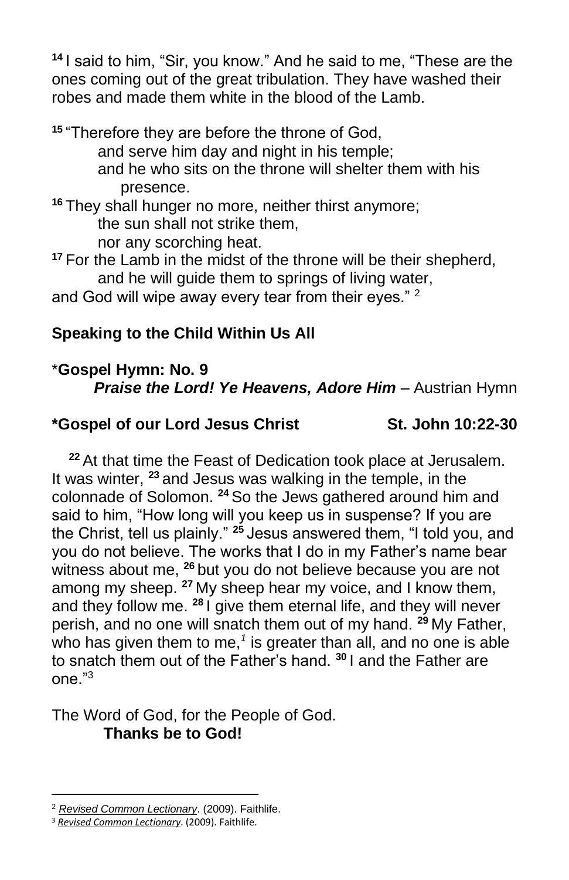[14] I said to him, "Sir, you know." And he said to me, "These are the ones coming out of the great tribulation. They have washed their robes and made them white in the blood of the Lamb.

[15] "Therefore they are before the throne of God,
and serve him day and night in his temple;
and he who sits on the throne will shelter them with his presence.
[16] They shall hunger no more, neither thirst anymore;
the sun shall not strike them,
nor any scorching heat.
[17] For the Lamb in the midst of the throne will be their shepherd,
and he will guide them to springs of living water,
and God will wipe away every tear from their eyes." [2]

**Speaking to the Child Within Us All**

*__Gospel Hymn: No. 9__
***Praise the Lord! Ye Heavens, Adore Him*** – Austrian Hymn

**\*Gospel of our Lord Jesus Christ St. John 10:22-30**

[22] At that time the Feast of Dedication took place at Jerusalem. It was winter, [23] and Jesus was walking in the temple, in the colonnade of Solomon. [24] So the Jews gathered around him and said to him, "How long will you keep us in suspense? If you are the Christ, tell us plainly." [25] Jesus answered them, "I told you, and you do not believe. The works that I do in my Father's name bear witness about me, [26] but you do not believe because you are not among my sheep. [27] My sheep hear my voice, and I know them, and they follow me. [28] I give them eternal life, and they will never perish, and no one will snatch them out of my hand. [29] My Father, who has given them to me,*[1]* is greater than all, and no one is able to snatch them out of the Father's hand. [30] I and the Father are one."[3]

The Word of God, for the People of God.
**Thanks be to God!**

---

[2] *Revised Common Lectionary*. (2009). Faithlife.
[3] *Revised Common Lectionary*. (2009). Faithlife.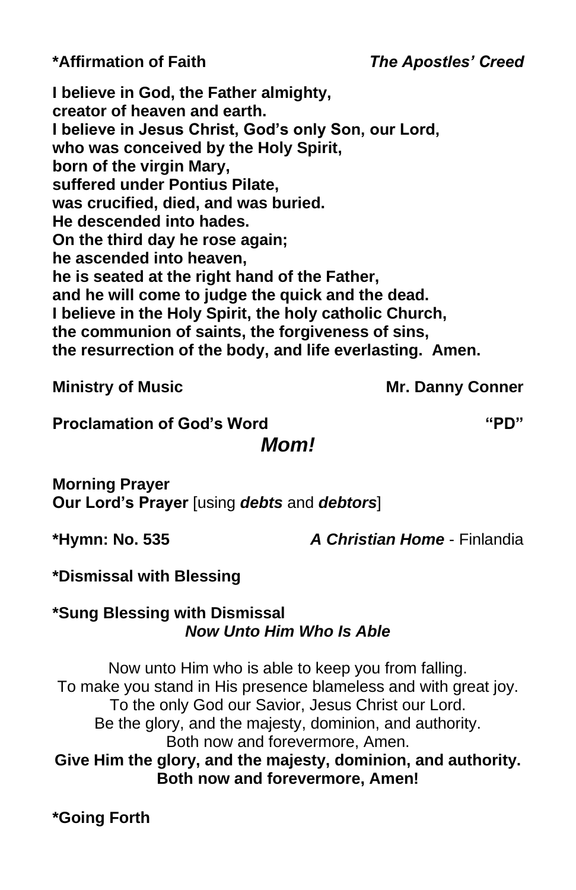**\*Affirmation of Faith** ***The Apostles' Creed***

**I believe in God, the Father almighty,**
**creator of heaven and earth.**
**I believe in Jesus Christ, God's only Son, our Lord,**
**who was conceived by the Holy Spirit,**
**born of the virgin Mary,**
**suffered under Pontius Pilate,**
**was crucified, died, and was buried.**
**He descended into hades.**
**On the third day he rose again;**
**he ascended into heaven,**
**he is seated at the right hand of the Father,**
**and he will come to judge the quick and the dead.**
**I believe in the Holy Spirit, the holy catholic Church,**
**the communion of saints, the forgiveness of sins,**
**the resurrection of the body, and life everlasting. Amen.**

**Ministry of Music** **Mr. Danny Conner**

**Proclamation of God's Word** **"PD"**

***Mom!***

**Morning Prayer**
**Our Lord's Prayer** [using ***debts*** and ***debtors***]

**\*Hymn: No. 535** ***A Christian Home*** - Finlandia

**\*Dismissal with Blessing**

**\*Sung Blessing with Dismissal**
***Now Unto Him Who Is Able***

Now unto Him who is able to keep you from falling.
To make you stand in His presence blameless and with great joy.
To the only God our Savior, Jesus Christ our Lord.
Be the glory, and the majesty, dominion, and authority.
Both now and forevermore, Amen.
**Give Him the glory, and the majesty, dominion, and authority.**
**Both now and forevermore, Amen!**

**\*Going Forth**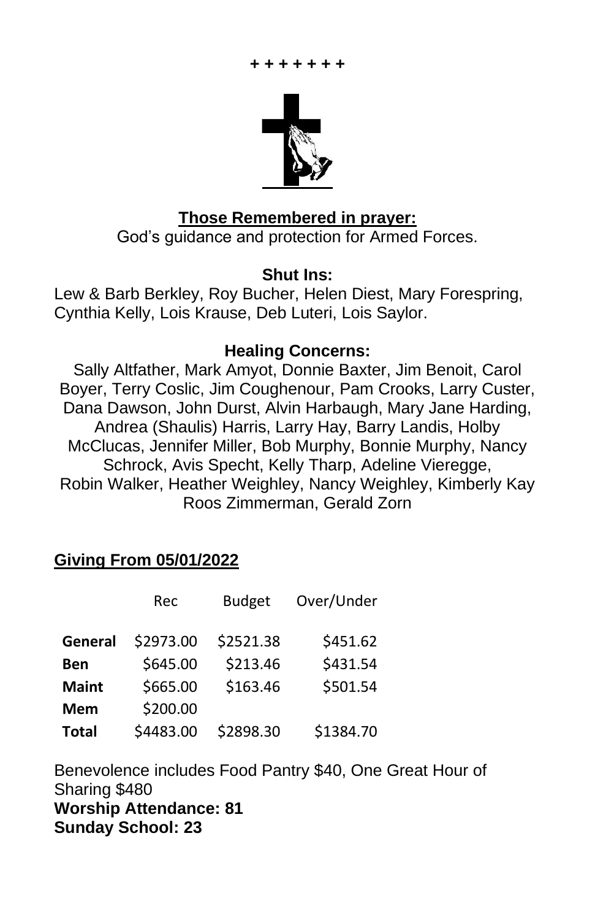+ + + + + + +

**Those Remembered in prayer:**

God's guidance and protection for Armed Forces.

**Shut Ins:**

Lew & Barb Berkley, Roy Bucher, Helen Diest, Mary Forespring, Cynthia Kelly, Lois Krause, Deb Luteri, Lois Saylor.

**Healing Concerns:**

Sally Altfather, Mark Amyot, Donnie Baxter, Jim Benoit, Carol Boyer, Terry Coslic, Jim Coughenour, Pam Crooks, Larry Custer, Dana Dawson, John Durst, Alvin Harbaugh, Mary Jane Harding, Andrea (Shaulis) Harris, Larry Hay, Barry Landis, Holby McClucas, Jennifer Miller, Bob Murphy, Bonnie Murphy, Nancy Schrock, Avis Specht, Kelly Tharp, Adeline Vieregge, Robin Walker, Heather Weighley, Nancy Weighley, Kimberly Kay Roos Zimmerman, Gerald Zorn

**Giving From 05/01/2022**

| | Rec | Budget | Over/Under |
|---|---|---|---|
| **General** | $2973.00 | $2521.38 | $451.62 |
| **Ben** | $645.00 | $213.46 | $431.54 |
| **Maint** | $665.00 | $163.46 | $501.54 |
| **Mem** | $200.00 | | |
| **Total** | $4483.00 | $2898.30 | $1384.70 |

Benevolence includes Food Pantry $40, One Great Hour of Sharing $480

**Worship Attendance: 81**

**Sunday School: 23**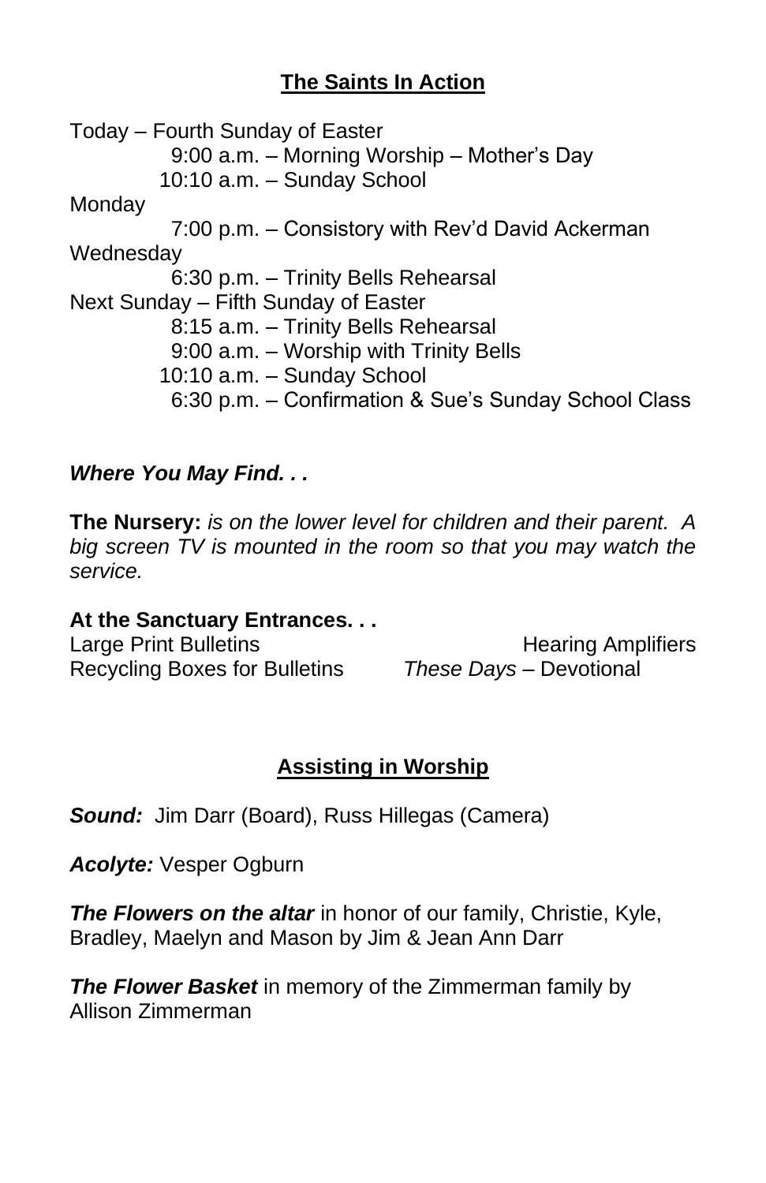## The Saints In Action

Today – Fourth Sunday of Easter

- 9:00 a.m. – Morning Worship – Mother's Day
- 10:10 a.m. – Sunday School

Monday

- 7:00 p.m. – Consistory with Rev'd David Ackerman

Wednesday

- 6:30 p.m. – Trinity Bells Rehearsal

Next Sunday – Fifth Sunday of Easter

- 8:15 a.m. – Trinity Bells Rehearsal
- 9:00 a.m. – Worship with Trinity Bells
- 10:10 a.m. – Sunday School
- 6:30 p.m. – Confirmation & Sue's Sunday School Class

***Where You May Find. . .***

**The Nursery:** *is on the lower level for children and their parent. A big screen TV is mounted in the room so that you may watch the service.*

**At the Sanctuary Entrances. . .**

Large Print Bulletins
Hearing Amplifiers
Recycling Boxes for Bulletins
*These Days* – Devotional

## Assisting in Worship

***Sound:*** Jim Darr (Board), Russ Hillegas (Camera)

***Acolyte:*** Vesper Ogburn

***The Flowers on the altar*** in honor of our family, Christie, Kyle, Bradley, Maelyn and Mason by Jim & Jean Ann Darr

***The Flower Basket*** in memory of the Zimmerman family by Allison Zimmerman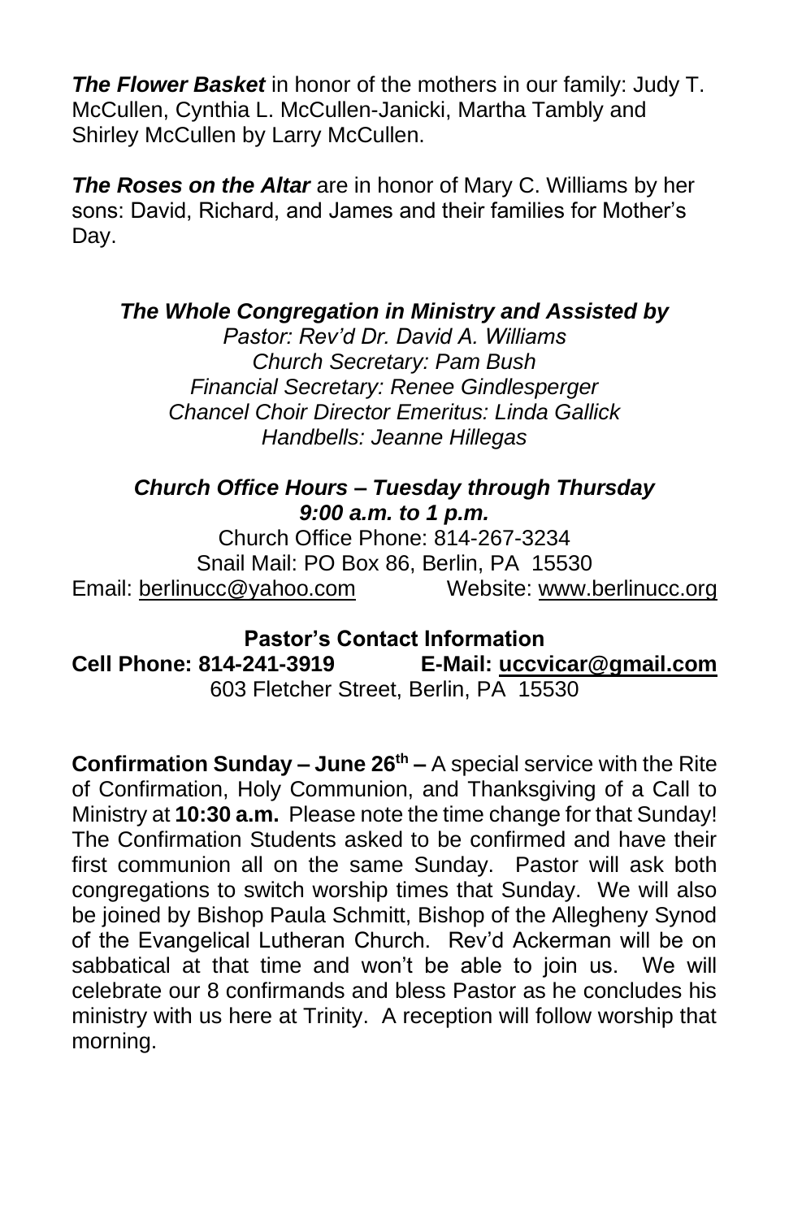***The Flower Basket*** in honor of the mothers in our family: Judy T. McCullen, Cynthia L. McCullen-Janicki, Martha Tambly and Shirley McCullen by Larry McCullen.

***The Roses on the Altar*** are in honor of Mary C. Williams by her sons: David, Richard, and James and their families for Mother's Day.

***The Whole Congregation in Ministry and Assisted by***
*Pastor: Rev'd Dr. David A. Williams*
*Church Secretary: Pam Bush*
*Financial Secretary: Renee Gindlesperger*
*Chancel Choir Director Emeritus: Linda Gallick*
*Handbells: Jeanne Hillegas*

***Church Office Hours – Tuesday through Thursday***
***9:00 a.m. to 1 p.m.***
Church Office Phone: 814-267-3234
Snail Mail: PO Box 86, Berlin, PA 15530
Email: berlinucc@yahoo.com Website: www.berlinucc.org

**Pastor's Contact Information**
**Cell Phone: 814-241-3919 E-Mail: uccvicar@gmail.com**
603 Fletcher Street, Berlin, PA 15530

**Confirmation Sunday – June 26th –** A special service with the Rite of Confirmation, Holy Communion, and Thanksgiving of a Call to Ministry at **10:30 a.m.** Please note the time change for that Sunday! The Confirmation Students asked to be confirmed and have their first communion all on the same Sunday. Pastor will ask both congregations to switch worship times that Sunday. We will also be joined by Bishop Paula Schmitt, Bishop of the Allegheny Synod of the Evangelical Lutheran Church. Rev'd Ackerman will be on sabbatical at that time and won't be able to join us. We will celebrate our 8 confirmands and bless Pastor as he concludes his ministry with us here at Trinity. A reception will follow worship that morning.